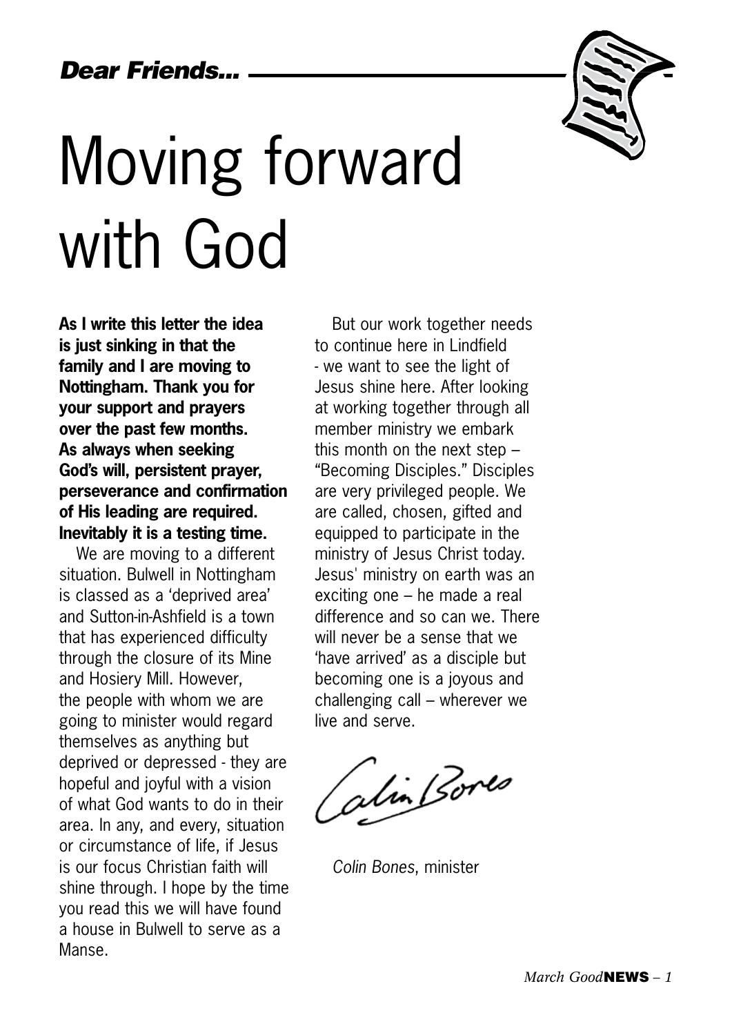*Dear Friends...*

# Moving forward with God

**As I write this letter the idea is just sinking in that the family and I are moving to Nottingham. Thank you for your support and prayers over the past few months. As always when seeking God's will, persistent prayer, perseverance and confirmation of His leading are required. Inevitably it is a testing time.**

We are moving to a different situation. Bulwell in Nottingham is classed as a 'deprived area' and Sutton-in-Ashfield is a town that has experienced difficulty through the closure of its Mine and Hosiery Mill. However, the people with whom we are going to minister would regard themselves as anything but deprived or depressed - they are hopeful and joyful with a vision of what God wants to do in their area. In any, and every, situation or circumstance of life, if Jesus is our focus Christian faith will shine through. I hope by the time you read this we will have found a house in Bulwell to serve as a Manse.

But our work together needs to continue here in Lindfield - we want to see the light of Jesus shine here. After looking at working together through all member ministry we embark this month on the next step – "Becoming Disciples." Disciples are very privileged people. We are called, chosen, gifted and equipped to participate in the ministry of Jesus Christ today. Jesus' ministry on earth was an exciting one – he made a real difference and so can we. There will never be a sense that we 'have arrived' as a disciple but becoming one is a joyous and challenging call – wherever we live and serve.

Colin Bones

*Colin Bones*, minister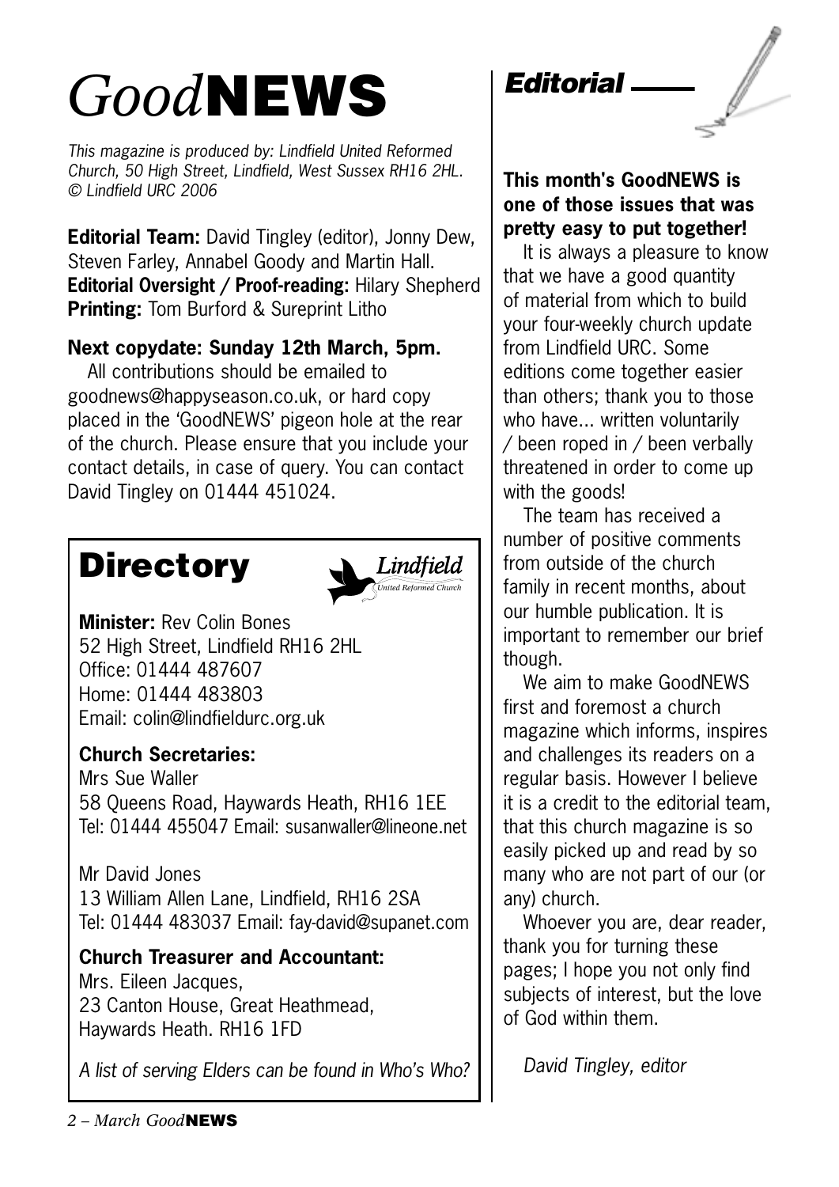# *Good*NEWS

*This magazine is produced by: Lindfield United Reformed Church, 50 High Street, Lindfield, West Sussex RH16 2HL. © Lindfield URC 2006*

**Editorial Team:** David Tingley (editor), Jonny Dew, Steven Farley, Annabel Goody and Martin Hall.
**Editorial Oversight / Proof-reading:** Hilary Shepherd
**Printing:** Tom Burford & Sureprint Litho

**Next copydate: Sunday 12th March, 5pm.**

All contributions should be emailed to goodnews@happyseason.co.uk, or hard copy placed in the 'GoodNEWS' pigeon hole at the rear of the church. Please ensure that you include your contact details, in case of query. You can contact David Tingley on 01444 451024.

## Directory

Lindfield
United Reformed Church

**Minister:** Rev Colin Bones
52 High Street, Lindfield RH16 2HL
Office: 01444 487607
Home: 01444 483803
Email: colin@lindfieldurc.org.uk

**Church Secretaries:**

Mrs Sue Waller
58 Queens Road, Haywards Heath, RH16 1EE
Tel: 01444 455047 Email: susanwaller@lineone.net

Mr David Jones
13 William Allen Lane, Lindfield, RH16 2SA
Tel: 01444 483037 Email: fay-david@supanet.com

**Church Treasurer and Accountant:**
Mrs. Eileen Jacques,
23 Canton House, Great Heathmead,
Haywards Heath. RH16 1FD

*A list of serving Elders can be found in Who's Who?*

## Editorial

**This month's GoodNEWS is one of those issues that was pretty easy to put together!**

It is always a pleasure to know that we have a good quantity of material from which to build your four-weekly church update from Lindfield URC. Some editions come together easier than others; thank you to those who have... written voluntarily / been roped in / been verbally threatened in order to come up with the goods!

The team has received a number of positive comments from outside of the church family in recent months, about our humble publication. It is important to remember our brief though.

We aim to make GoodNEWS first and foremost a church magazine which informs, inspires and challenges its readers on a regular basis. However I believe it is a credit to the editorial team, that this church magazine is so easily picked up and read by so many who are not part of our (or any) church.

Whoever you are, dear reader, thank you for turning these pages; I hope you not only find subjects of interest, but the love of God within them.

*David Tingley, editor*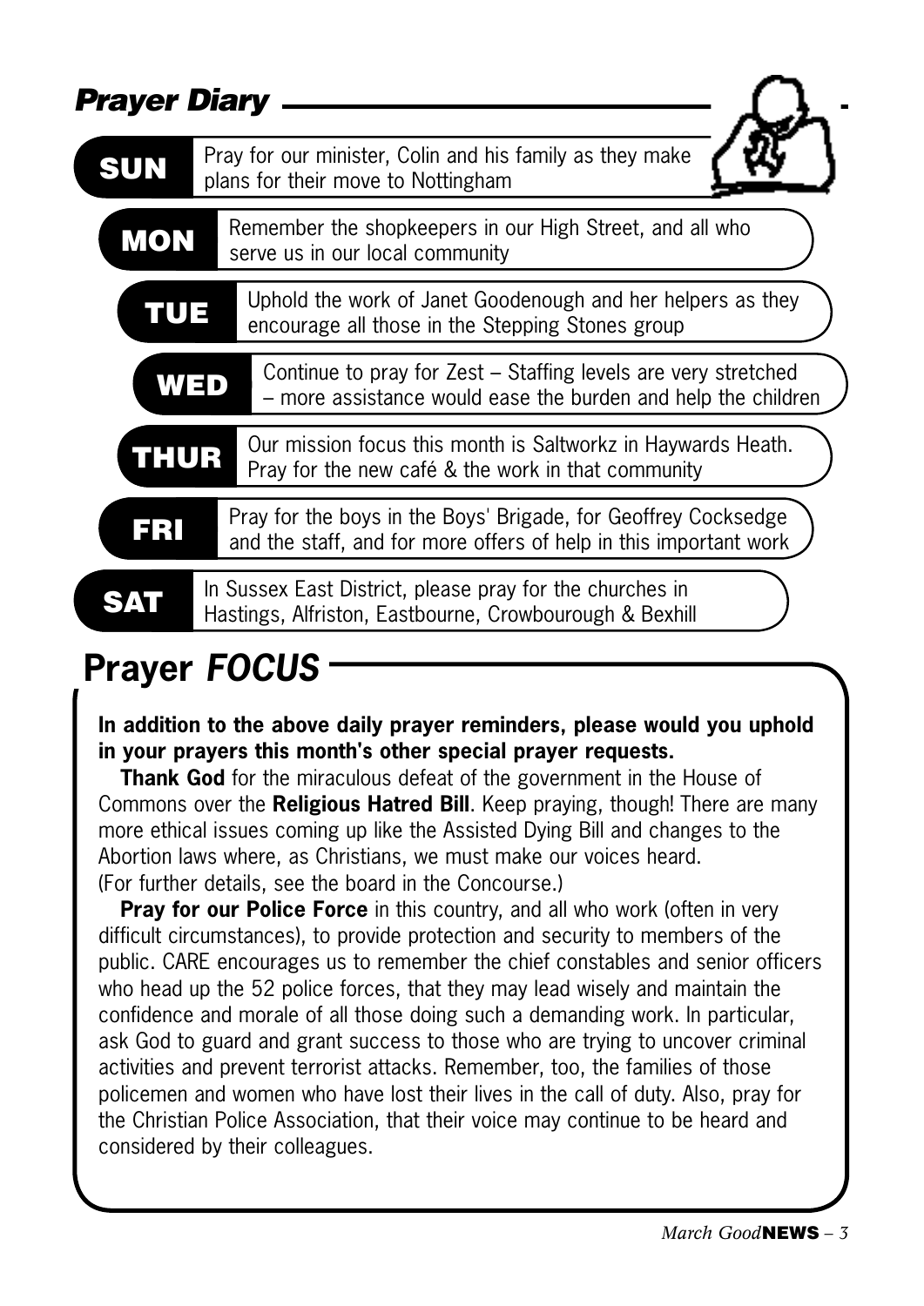## *Prayer Diary*

**SUN** Pray for our minister, Colin and his family as they make plans for their move to Nottingham

**MON** Remember the shopkeepers in our High Street, and all who serve us in our local community

**TUE** Uphold the work of Janet Goodenough and her helpers as they encourage all those in the Stepping Stones group

**WED** Continue to pray for Zest – Staffing levels are very stretched – more assistance would ease the burden and help the children

**THUR** Our mission focus this month is Saltworkz in Haywards Heath. Pray for the new café & the work in that community

**FRI** Pray for the boys in the Boys' Brigade, for Geoffrey Cocksedge and the staff, and for more offers of help in this important work

**SAT** In Sussex East District, please pray for the churches in Hastings, Alfriston, Eastbourne, Crowbourough & Bexhill

## Prayer *FOCUS*

**In addition to the above daily prayer reminders, please would you uphold in your prayers this month's other special prayer requests.**

**Thank God** for the miraculous defeat of the government in the House of Commons over the **Religious Hatred Bill**. Keep praying, though! There are many more ethical issues coming up like the Assisted Dying Bill and changes to the Abortion laws where, as Christians, we must make our voices heard. (For further details, see the board in the Concourse.)

**Pray for our Police Force** in this country, and all who work (often in very difficult circumstances), to provide protection and security to members of the public. CARE encourages us to remember the chief constables and senior officers who head up the 52 police forces, that they may lead wisely and maintain the confidence and morale of all those doing such a demanding work. In particular, ask God to guard and grant success to those who are trying to uncover criminal activities and prevent terrorist attacks. Remember, too, the families of those policemen and women who have lost their lives in the call of duty. Also, pray for the Christian Police Association, that their voice may continue to be heard and considered by their colleagues.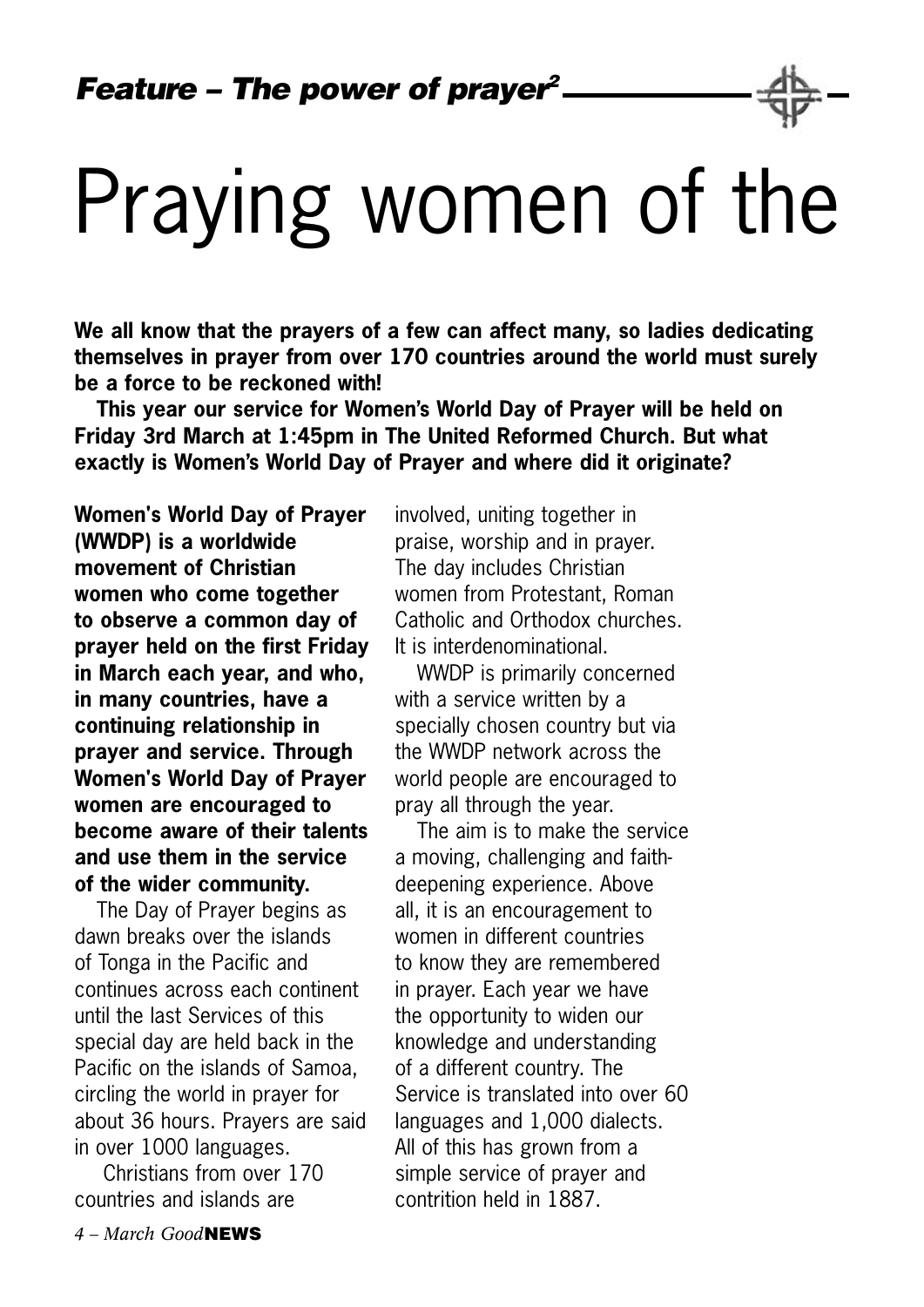*Feature – The power of prayer²*

# Praying women of the

**We all know that the prayers of a few can affect many, so ladies dedicating themselves in prayer from over 170 countries around the world must surely be a force to be reckoned with!**

**This year our service for Women's World Day of Prayer will be held on Friday 3rd March at 1:45pm in The United Reformed Church. But what exactly is Women's World Day of Prayer and where did it originate?**

**Women's World Day of Prayer (WWDP) is a worldwide movement of Christian women who come together to observe a common day of prayer held on the first Friday in March each year, and who, in many countries, have a continuing relationship in prayer and service. Through Women's World Day of Prayer women are encouraged to become aware of their talents and use them in the service of the wider community.**

The Day of Prayer begins as dawn breaks over the islands of Tonga in the Pacific and continues across each continent until the last Services of this special day are held back in the Pacific on the islands of Samoa, circling the world in prayer for about 36 hours. Prayers are said in over 1000 languages.

Christians from over 170 countries and islands are involved, uniting together in praise, worship and in prayer. The day includes Christian women from Protestant, Roman Catholic and Orthodox churches. It is interdenominational.

WWDP is primarily concerned with a service written by a specially chosen country but via the WWDP network across the world people are encouraged to pray all through the year.

The aim is to make the service a moving, challenging and faith-deepening experience. Above all, it is an encouragement to women in different countries to know they are remembered in prayer. Each year we have the opportunity to widen our knowledge and understanding of a different country. The Service is translated into over 60 languages and 1,000 dialects. All of this has grown from a simple service of prayer and contrition held in 1887.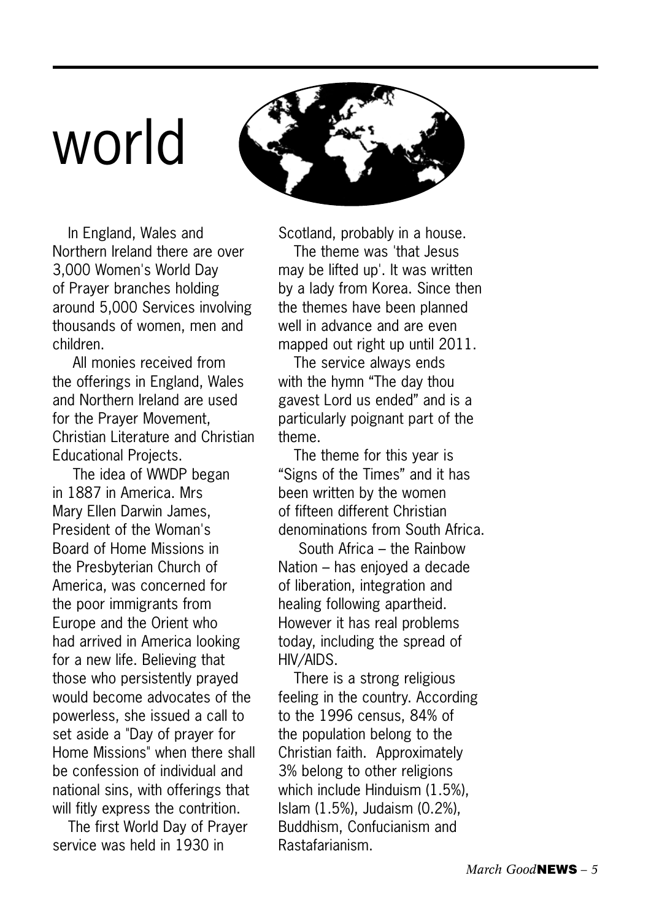# world

In England, Wales and Northern Ireland there are over 3,000 Women's World Day of Prayer branches holding around 5,000 Services involving thousands of women, men and children.

All monies received from the offerings in England, Wales and Northern Ireland are used for the Prayer Movement, Christian Literature and Christian Educational Projects.

The idea of WWDP began in 1887 in America. Mrs Mary Ellen Darwin James, President of the Woman's Board of Home Missions in the Presbyterian Church of America, was concerned for the poor immigrants from Europe and the Orient who had arrived in America looking for a new life. Believing that those who persistently prayed would become advocates of the powerless, she issued a call to set aside a "Day of prayer for Home Missions" when there shall be confession of individual and national sins, with offerings that will fitly express the contrition.

The first World Day of Prayer service was held in 1930 in Scotland, probably in a house.

The theme was 'that Jesus may be lifted up'. It was written by a lady from Korea. Since then the themes have been planned well in advance and are even mapped out right up until 2011.

The service always ends with the hymn "The day thou gavest Lord us ended" and is a particularly poignant part of the theme.

The theme for this year is "Signs of the Times" and it has been written by the women of fifteen different Christian denominations from South Africa.

South Africa – the Rainbow Nation – has enjoyed a decade of liberation, integration and healing following apartheid. However it has real problems today, including the spread of HIV/AIDS.

There is a strong religious feeling in the country. According to the 1996 census, 84% of the population belong to the Christian faith. Approximately 3% belong to other religions which include Hinduism (1.5%), Islam (1.5%), Judaism (0.2%), Buddhism, Confucianism and Rastafarianism.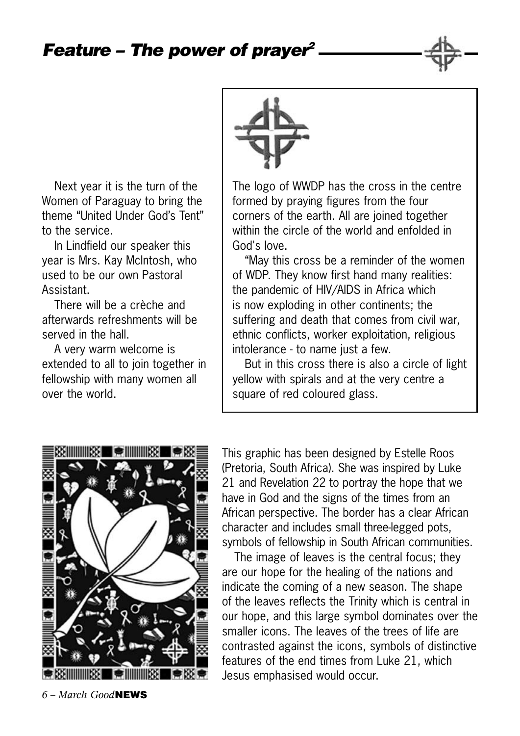# Feature – The power of prayer[2]

Next year it is the turn of the Women of Paraguay to bring the theme "United Under God's Tent" to the service.

In Lindfield our speaker this year is Mrs. Kay McIntosh, who used to be our own Pastoral Assistant.

There will be a crèche and afterwards refreshments will be served in the hall.

A very warm welcome is extended to all to join together in fellowship with many women all over the world.

The logo of WWDP has the cross in the centre formed by praying figures from the four corners of the earth. All are joined together within the circle of the world and enfolded in God's love.

"May this cross be a reminder of the women of WDP. They know first hand many realities: the pandemic of HIV/AIDS in Africa which is now exploding in other continents; the suffering and death that comes from civil war, ethnic conflicts, worker exploitation, religious intolerance - to name just a few.

But in this cross there is also a circle of light yellow with spirals and at the very centre a square of red coloured glass.

This graphic has been designed by Estelle Roos (Pretoria, South Africa). She was inspired by Luke 21 and Revelation 22 to portray the hope that we have in God and the signs of the times from an African perspective. The border has a clear African character and includes small three-legged pots, symbols of fellowship in South African communities.

The image of leaves is the central focus; they are our hope for the healing of the nations and indicate the coming of a new season. The shape of the leaves reflects the Trinity which is central in our hope, and this large symbol dominates over the smaller icons. The leaves of the trees of life are contrasted against the icons, symbols of distinctive features of the end times from Luke 21, which Jesus emphasised would occur.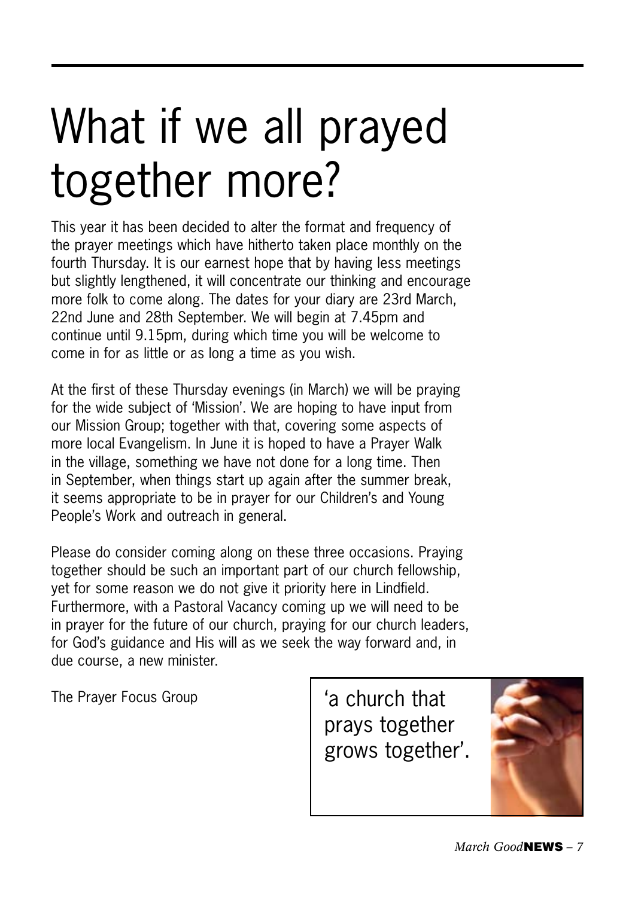# What if we all prayed together more?

This year it has been decided to alter the format and frequency of the prayer meetings which have hitherto taken place monthly on the fourth Thursday. It is our earnest hope that by having less meetings but slightly lengthened, it will concentrate our thinking and encourage more folk to come along. The dates for your diary are 23rd March, 22nd June and 28th September. We will begin at 7.45pm and continue until 9.15pm, during which time you will be welcome to come in for as little or as long a time as you wish.

At the first of these Thursday evenings (in March) we will be praying for the wide subject of 'Mission'. We are hoping to have input from our Mission Group; together with that, covering some aspects of more local Evangelism. In June it is hoped to have a Prayer Walk in the village, something we have not done for a long time. Then in September, when things start up again after the summer break, it seems appropriate to be in prayer for our Children's and Young People's Work and outreach in general.

Please do consider coming along on these three occasions. Praying together should be such an important part of our church fellowship, yet for some reason we do not give it priority here in Lindfield. Furthermore, with a Pastoral Vacancy coming up we will need to be in prayer for the future of our church, praying for our church leaders, for God's guidance and His will as we seek the way forward and, in due course, a new minister.

The Prayer Focus Group

'a church that prays together grows together'.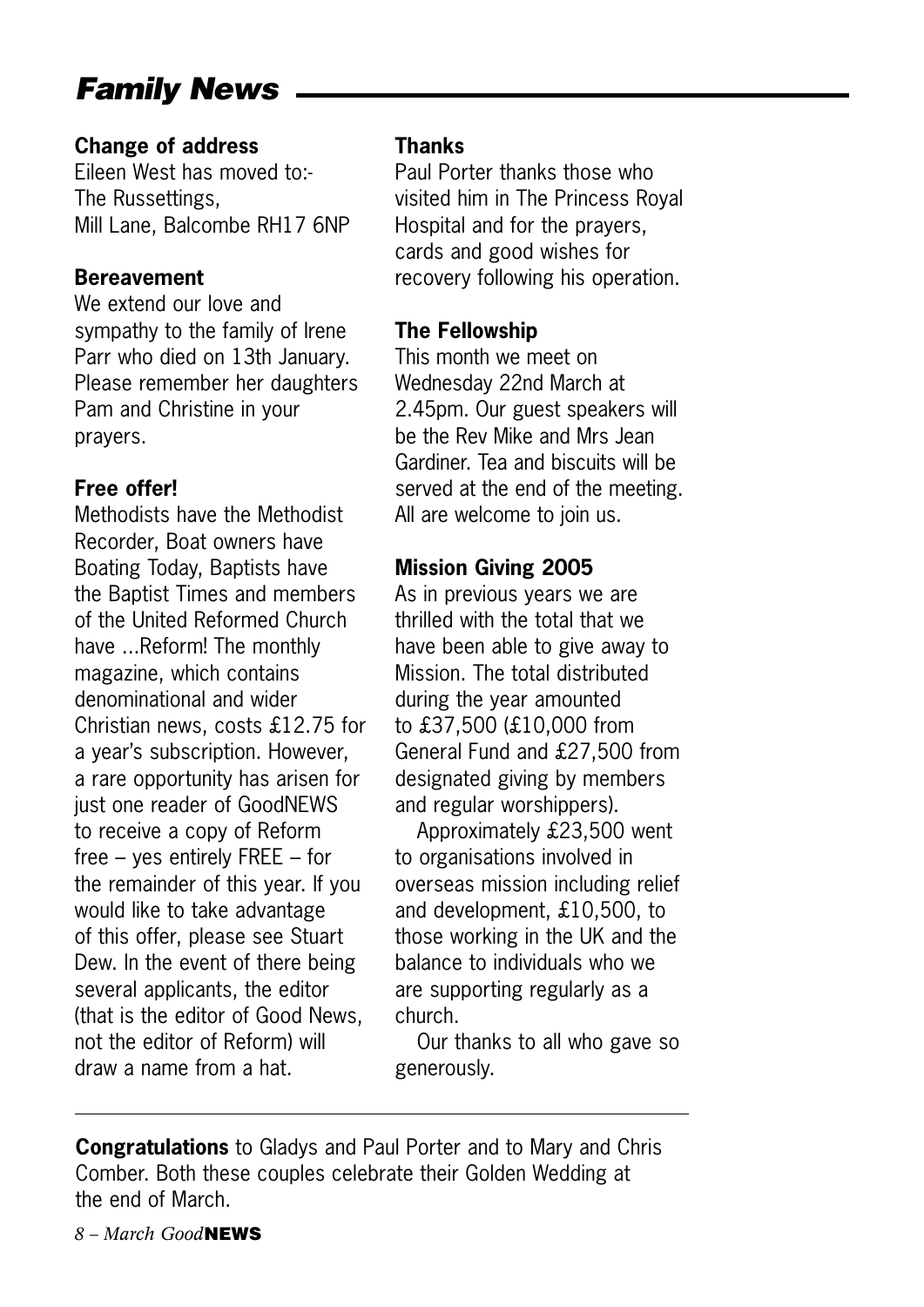# Family News

### Change of address

Eileen West has moved to:-
The Russettings,
Mill Lane, Balcombe RH17 6NP

### Bereavement

We extend our love and sympathy to the family of Irene Parr who died on 13th January. Please remember her daughters Pam and Christine in your prayers.

### Free offer!

Methodists have the Methodist Recorder, Boat owners have Boating Today, Baptists have the Baptist Times and members of the United Reformed Church have ...Reform! The monthly magazine, which contains denominational and wider Christian news, costs £12.75 for a year's subscription. However, a rare opportunity has arisen for just one reader of GoodNEWS to receive a copy of Reform free – yes entirely FREE – for the remainder of this year. If you would like to take advantage of this offer, please see Stuart Dew. In the event of there being several applicants, the editor (that is the editor of Good News, not the editor of Reform) will draw a name from a hat.

### Thanks

Paul Porter thanks those who visited him in The Princess Royal Hospital and for the prayers, cards and good wishes for recovery following his operation.

### The Fellowship

This month we meet on Wednesday 22nd March at 2.45pm. Our guest speakers will be the Rev Mike and Mrs Jean Gardiner. Tea and biscuits will be served at the end of the meeting. All are welcome to join us.

### Mission Giving 2005

As in previous years we are thrilled with the total that we have been able to give away to Mission. The total distributed during the year amounted to £37,500 (£10,000 from General Fund and £27,500 from designated giving by members and regular worshippers).

Approximately £23,500 went to organisations involved in overseas mission including relief and development, £10,500, to those working in the UK and the balance to individuals who we are supporting regularly as a church.

Our thanks to all who gave so generously.

---

**Congratulations** to Gladys and Paul Porter and to Mary and Chris Comber. Both these couples celebrate their Golden Wedding at the end of March.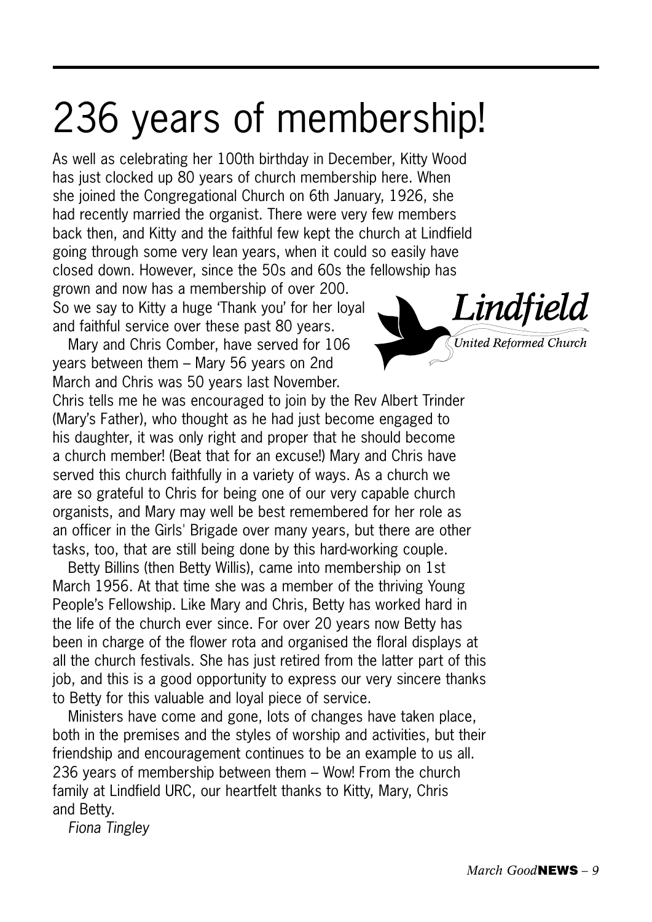# 236 years of membership!

As well as celebrating her 100th birthday in December, Kitty Wood has just clocked up 80 years of church membership here. When she joined the Congregational Church on 6th January, 1926, she had recently married the organist. There were very few members back then, and Kitty and the faithful few kept the church at Lindfield going through some very lean years, when it could so easily have closed down. However, since the 50s and 60s the fellowship has grown and now has a membership of over 200. So we say to Kitty a huge 'Thank you' for her loyal and faithful service over these past 80 years.

*Lindfield* United Reformed Church

Mary and Chris Comber, have served for 106 years between them – Mary 56 years on 2nd March and Chris was 50 years last November. Chris tells me he was encouraged to join by the Rev Albert Trinder (Mary's Father), who thought as he had just become engaged to his daughter, it was only right and proper that he should become a church member! (Beat that for an excuse!) Mary and Chris have served this church faithfully in a variety of ways. As a church we are so grateful to Chris for being one of our very capable church organists, and Mary may well be best remembered for her role as an officer in the Girls' Brigade over many years, but there are other tasks, too, that are still being done by this hard-working couple.

Betty Billins (then Betty Willis), came into membership on 1st March 1956. At that time she was a member of the thriving Young People's Fellowship. Like Mary and Chris, Betty has worked hard in the life of the church ever since. For over 20 years now Betty has been in charge of the flower rota and organised the floral displays at all the church festivals. She has just retired from the latter part of this job, and this is a good opportunity to express our very sincere thanks to Betty for this valuable and loyal piece of service.

Ministers have come and gone, lots of changes have taken place, both in the premises and the styles of worship and activities, but their friendship and encouragement continues to be an example to us all. 236 years of membership between them – Wow! From the church family at Lindfield URC, our heartfelt thanks to Kitty, Mary, Chris and Betty.

*Fiona Tingley*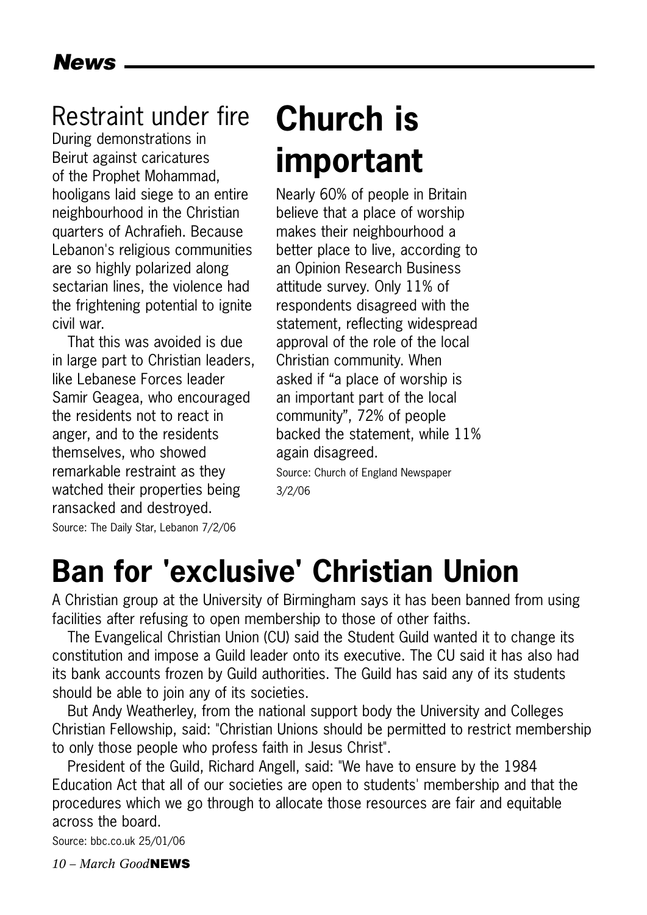## News

## Restraint under fire

During demonstrations in Beirut against caricatures of the Prophet Mohammad, hooligans laid siege to an entire neighbourhood in the Christian quarters of Achrafieh. Because Lebanon's religious communities are so highly polarized along sectarian lines, the violence had the frightening potential to ignite civil war.

That this was avoided is due in large part to Christian leaders, like Lebanese Forces leader Samir Geagea, who encouraged the residents not to react in anger, and to the residents themselves, who showed remarkable restraint as they watched their properties being ransacked and destroyed.

Source: The Daily Star, Lebanon 7/2/06

# Church is important

Nearly 60% of people in Britain believe that a place of worship makes their neighbourhood a better place to live, according to an Opinion Research Business attitude survey. Only 11% of respondents disagreed with the statement, reflecting widespread approval of the role of the local Christian community. When asked if "a place of worship is an important part of the local community", 72% of people backed the statement, while 11% again disagreed.

Source: Church of England Newspaper 3/2/06

# Ban for 'exclusive' Christian Union

A Christian group at the University of Birmingham says it has been banned from using facilities after refusing to open membership to those of other faiths.

The Evangelical Christian Union (CU) said the Student Guild wanted it to change its constitution and impose a Guild leader onto its executive. The CU said it has also had its bank accounts frozen by Guild authorities. The Guild has said any of its students should be able to join any of its societies.

But Andy Weatherley, from the national support body the University and Colleges Christian Fellowship, said: "Christian Unions should be permitted to restrict membership to only those people who profess faith in Jesus Christ".

President of the Guild, Richard Angell, said: "We have to ensure by the 1984 Education Act that all of our societies are open to students' membership and that the procedures which we go through to allocate those resources are fair and equitable across the board.

Source: bbc.co.uk 25/01/06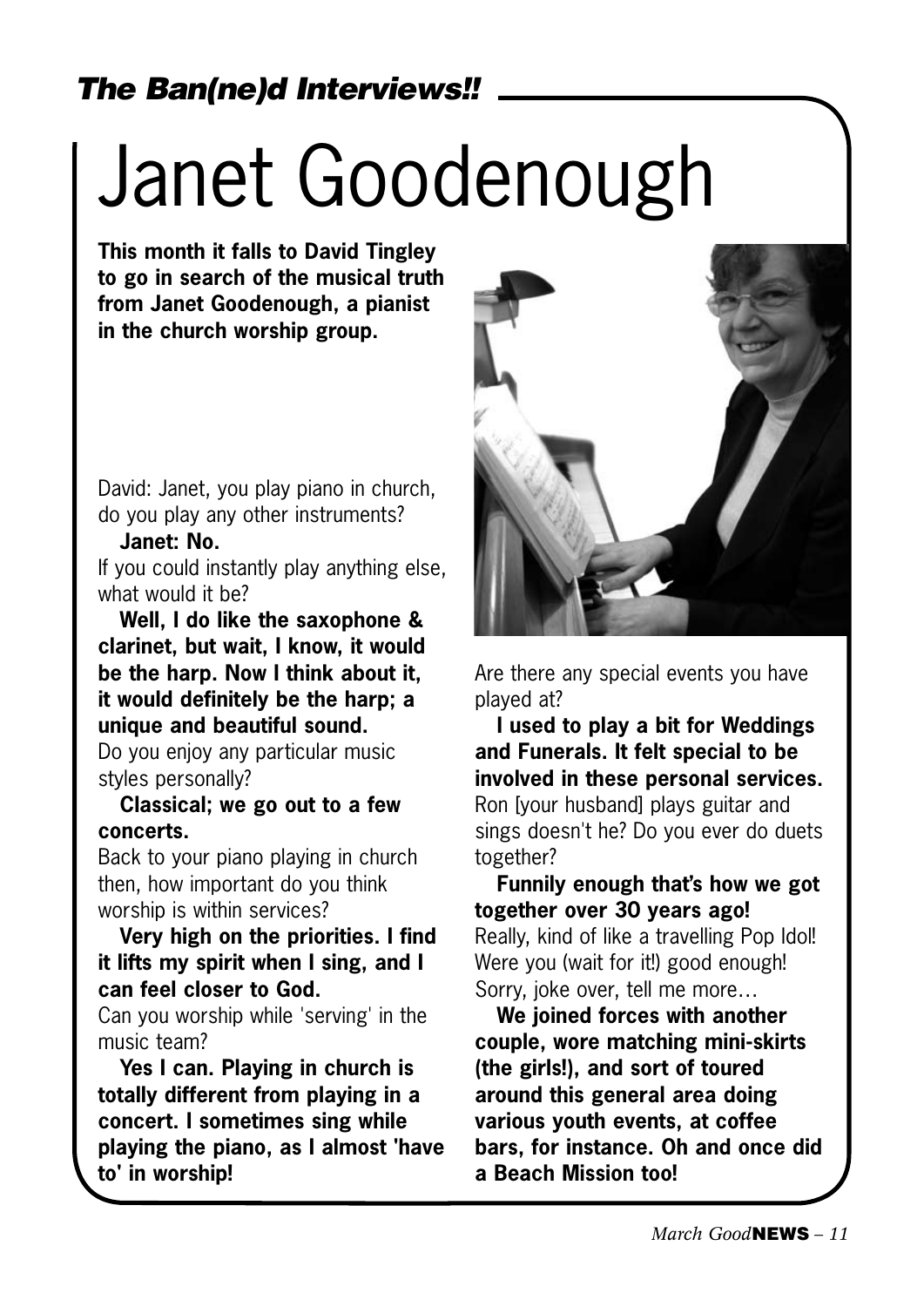*The Ban(ne)d Interviews!!*

# Janet Goodenough

**This month it falls to David Tingley to go in search of the musical truth from Janet Goodenough, a pianist in the church worship group.**

David: Janet, you play piano in church, do you play any other instruments?

**Janet: No.**

If you could instantly play anything else, what would it be?

**Well, I do like the saxophone & clarinet, but wait, I know, it would be the harp. Now I think about it, it would definitely be the harp; a unique and beautiful sound.**

Do you enjoy any particular music styles personally?

**Classical; we go out to a few concerts.**

Back to your piano playing in church then, how important do you think worship is within services?

**Very high on the priorities. I find it lifts my spirit when I sing, and I can feel closer to God.**

Can you worship while 'serving' in the music team?

**Yes I can. Playing in church is totally different from playing in a concert. I sometimes sing while playing the piano, as I almost 'have to' in worship!**

Are there any special events you have played at?

**I used to play a bit for Weddings and Funerals. It felt special to be involved in these personal services.**

Ron [your husband] plays guitar and sings doesn't he? Do you ever do duets together?

**Funnily enough that's how we got together over 30 years ago!**

Really, kind of like a travelling Pop Idol! Were you (wait for it!) good enough! Sorry, joke over, tell me more…

**We joined forces with another couple, wore matching mini-skirts (the girls!), and sort of toured around this general area doing various youth events, at coffee bars, for instance. Oh and once did a Beach Mission too!**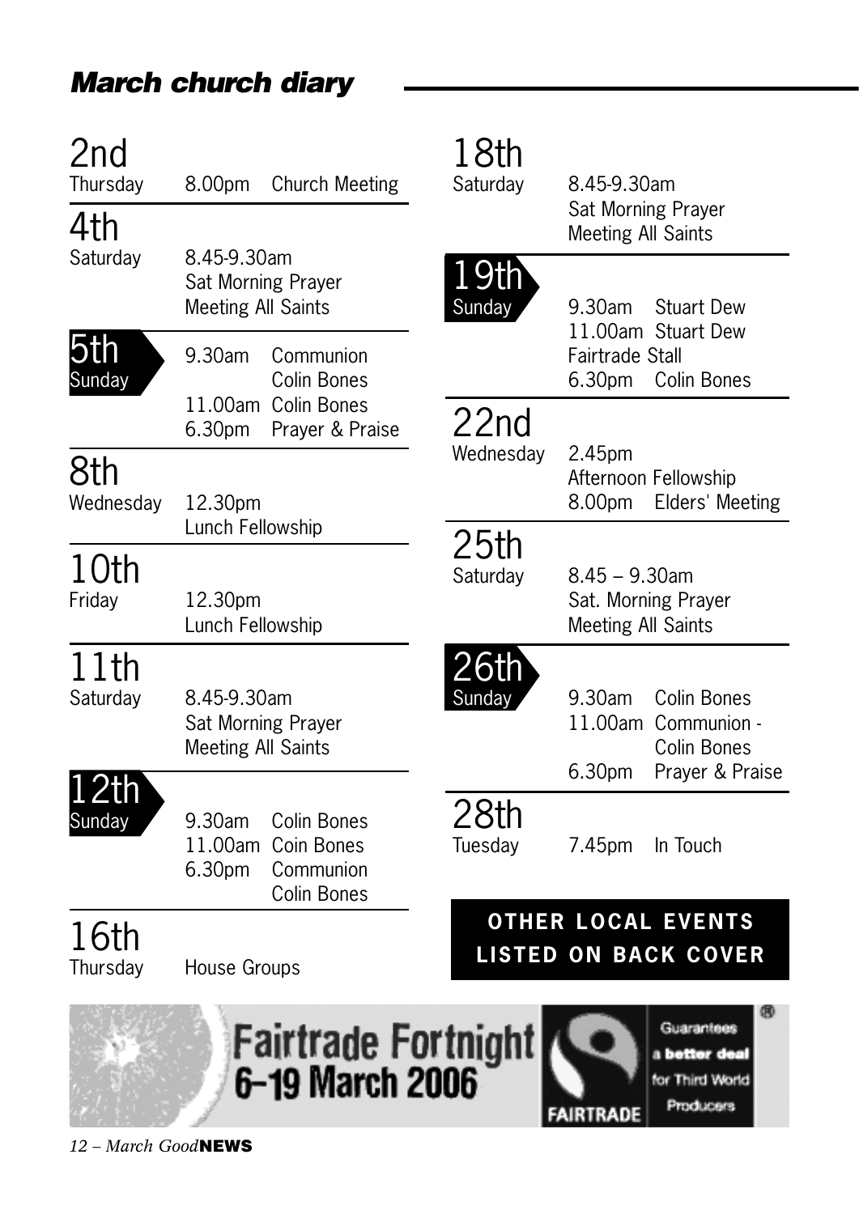## *March church diary*

**2nd**
Thursday — 8.00pm Church Meeting

**4th**
Saturday — 8.45-9.30am
Sat Morning Prayer
Meeting All Saints

**5th**
Sunday — 9.30am Communion
Colin Bones
11.00am Colin Bones
6.30pm Prayer & Praise

**8th**
Wednesday — 12.30pm
Lunch Fellowship

**10th**
Friday — 12.30pm
Lunch Fellowship

**11th**
Saturday — 8.45-9.30am
Sat Morning Prayer
Meeting All Saints

**12th**
Sunday — 9.30am Colin Bones
11.00am Coin Bones
6.30pm Communion
Colin Bones

**16th**
Thursday — House Groups

**18th**
Saturday — 8.45-9.30am
Sat Morning Prayer
Meeting All Saints

**19th**
Sunday — 9.30am Stuart Dew
11.00am Stuart Dew
Fairtrade Stall
6.30pm Colin Bones

**22nd**
Wednesday — 2.45pm
Afternoon Fellowship
8.00pm Elders' Meeting

**25th**
Saturday — 8.45 – 9.30am
Sat. Morning Prayer
Meeting All Saints

**26th**
Sunday — 9.30am Colin Bones
11.00am Communion -
Colin Bones
6.30pm Prayer & Praise

**28th**
Tuesday — 7.45pm In Touch

**OTHER LOCAL EVENTS LISTED ON BACK COVER**

**Fairtrade Fortnight 6–19 March 2006**

FAIRTRADE — Guarantees a **better deal** for Third World Producers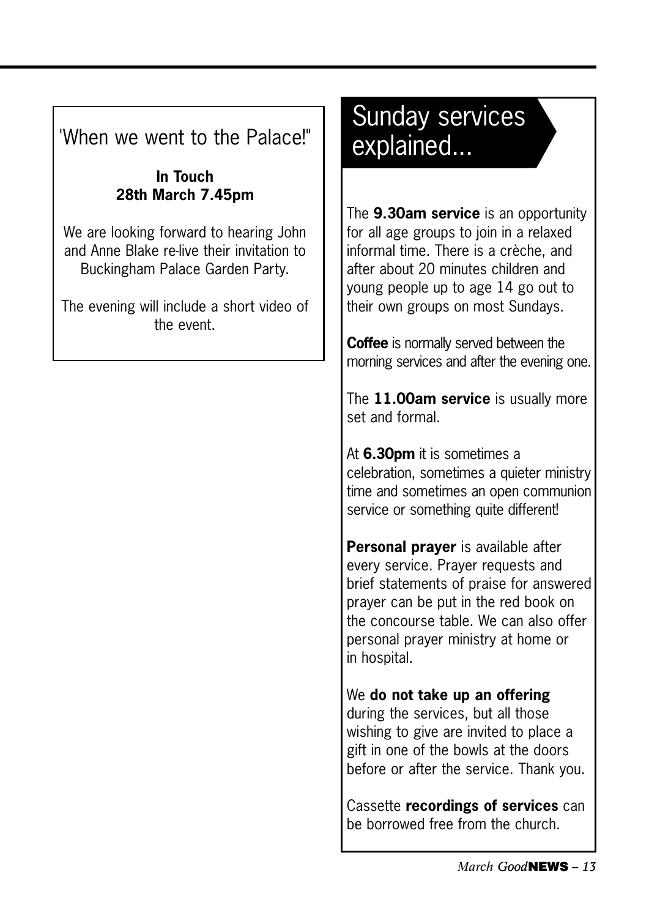## 'When we went to the Palace!"

**In Touch**
**28th March 7.45pm**

We are looking forward to hearing John and Anne Blake re-live their invitation to Buckingham Palace Garden Party.

The evening will include a short video of the event.

## Sunday services explained...

The **9.30am service** is an opportunity for all age groups to join in a relaxed informal time. There is a crèche, and after about 20 minutes children and young people up to age 14 go out to their own groups on most Sundays.

**Coffee** is normally served between the morning services and after the evening one.

The **11.00am service** is usually more set and formal.

At **6.30pm** it is sometimes a celebration, sometimes a quieter ministry time and sometimes an open communion service or something quite different!

**Personal prayer** is available after every service. Prayer requests and brief statements of praise for answered prayer can be put in the red book on the concourse table. We can also offer personal prayer ministry at home or in hospital.

We **do not take up an offering** during the services, but all those wishing to give are invited to place a gift in one of the bowls at the doors before or after the service. Thank you.

Cassette **recordings of services** can be borrowed free from the church.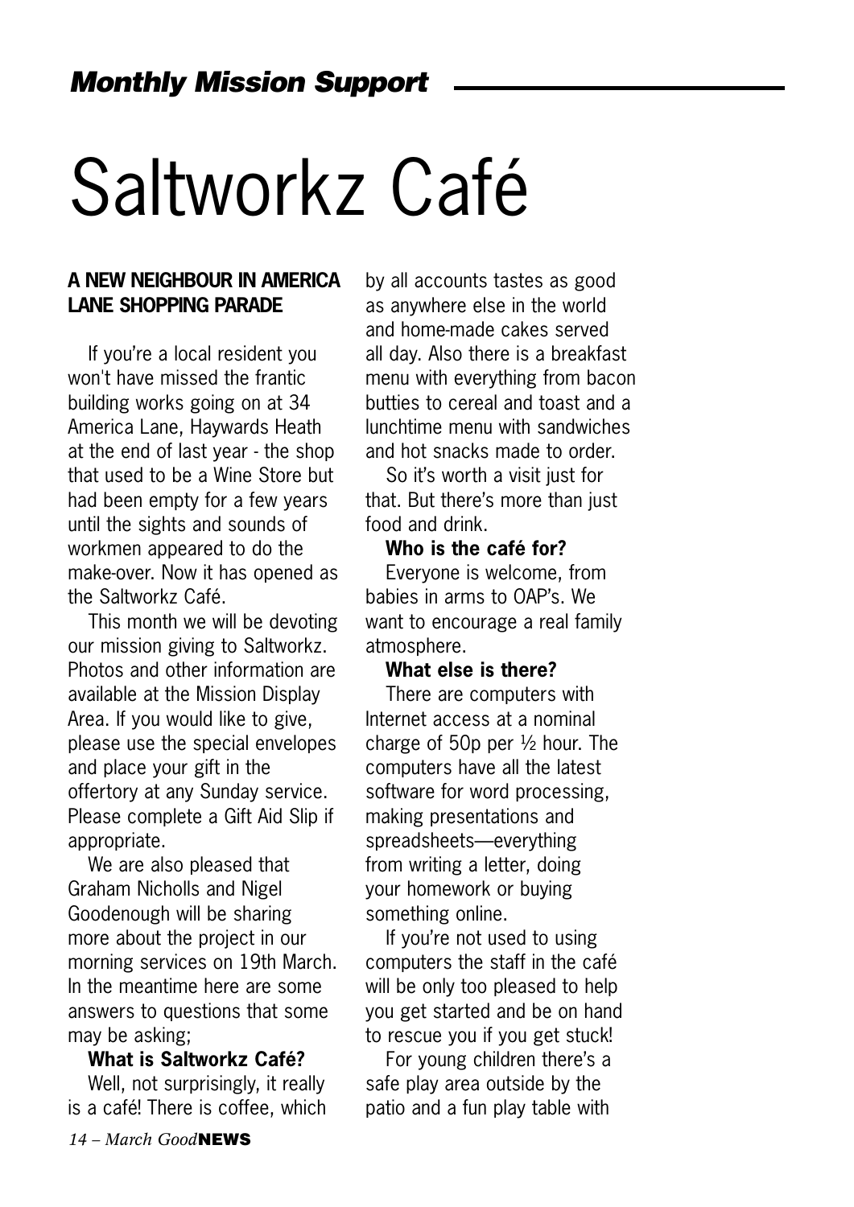## *Monthly Mission Support*

# Saltworkz Café

**A NEW NEIGHBOUR IN AMERICA LANE SHOPPING PARADE**

If you're a local resident you won't have missed the frantic building works going on at 34 America Lane, Haywards Heath at the end of last year - the shop that used to be a Wine Store but had been empty for a few years until the sights and sounds of workmen appeared to do the make-over. Now it has opened as the Saltworkz Café.

This month we will be devoting our mission giving to Saltworkz. Photos and other information are available at the Mission Display Area. If you would like to give, please use the special envelopes and place your gift in the offertory at any Sunday service. Please complete a Gift Aid Slip if appropriate.

We are also pleased that Graham Nicholls and Nigel Goodenough will be sharing more about the project in our morning services on 19th March. In the meantime here are some answers to questions that some may be asking;

**What is Saltworkz Café?**

Well, not surprisingly, it really is a café! There is coffee, which by all accounts tastes as good as anywhere else in the world and home-made cakes served all day. Also there is a breakfast menu with everything from bacon butties to cereal and toast and a lunchtime menu with sandwiches and hot snacks made to order.

So it's worth a visit just for that. But there's more than just food and drink.

**Who is the café for?**

Everyone is welcome, from babies in arms to OAP's. We want to encourage a real family atmosphere.

**What else is there?**

There are computers with Internet access at a nominal charge of 50p per ½ hour. The computers have all the latest software for word processing, making presentations and spreadsheets—everything from writing a letter, doing your homework or buying something online.

If you're not used to using computers the staff in the café will be only too pleased to help you get started and be on hand to rescue you if you get stuck!

For young children there's a safe play area outside by the patio and a fun play table with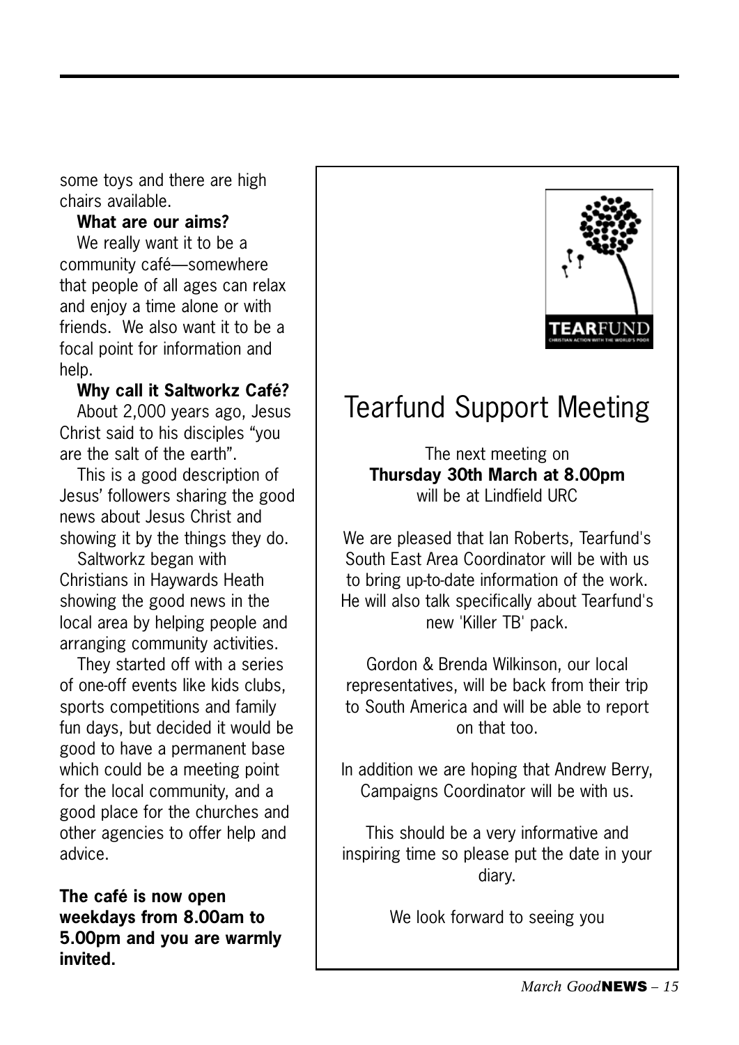some toys and there are high chairs available.

**What are our aims?**

We really want it to be a community café—somewhere that people of all ages can relax and enjoy a time alone or with friends. We also want it to be a focal point for information and help.

**Why call it Saltworkz Café?**

About 2,000 years ago, Jesus Christ said to his disciples "you are the salt of the earth".

This is a good description of Jesus' followers sharing the good news about Jesus Christ and showing it by the things they do.

Saltworkz began with Christians in Haywards Heath showing the good news in the local area by helping people and arranging community activities.

They started off with a series of one-off events like kids clubs, sports competitions and family fun days, but decided it would be good to have a permanent base which could be a meeting point for the local community, and a good place for the churches and other agencies to offer help and advice.

**The café is now open weekdays from 8.00am to 5.00pm and you are warmly invited.**

# Tearfund Support Meeting

The next meeting on
**Thursday 30th March at 8.00pm**
will be at Lindfield URC

We are pleased that Ian Roberts, Tearfund's South East Area Coordinator will be with us to bring up-to-date information of the work. He will also talk specifically about Tearfund's new 'Killer TB' pack.

Gordon & Brenda Wilkinson, our local representatives, will be back from their trip to South America and will be able to report on that too.

In addition we are hoping that Andrew Berry, Campaigns Coordinator will be with us.

This should be a very informative and inspiring time so please put the date in your diary.

We look forward to seeing you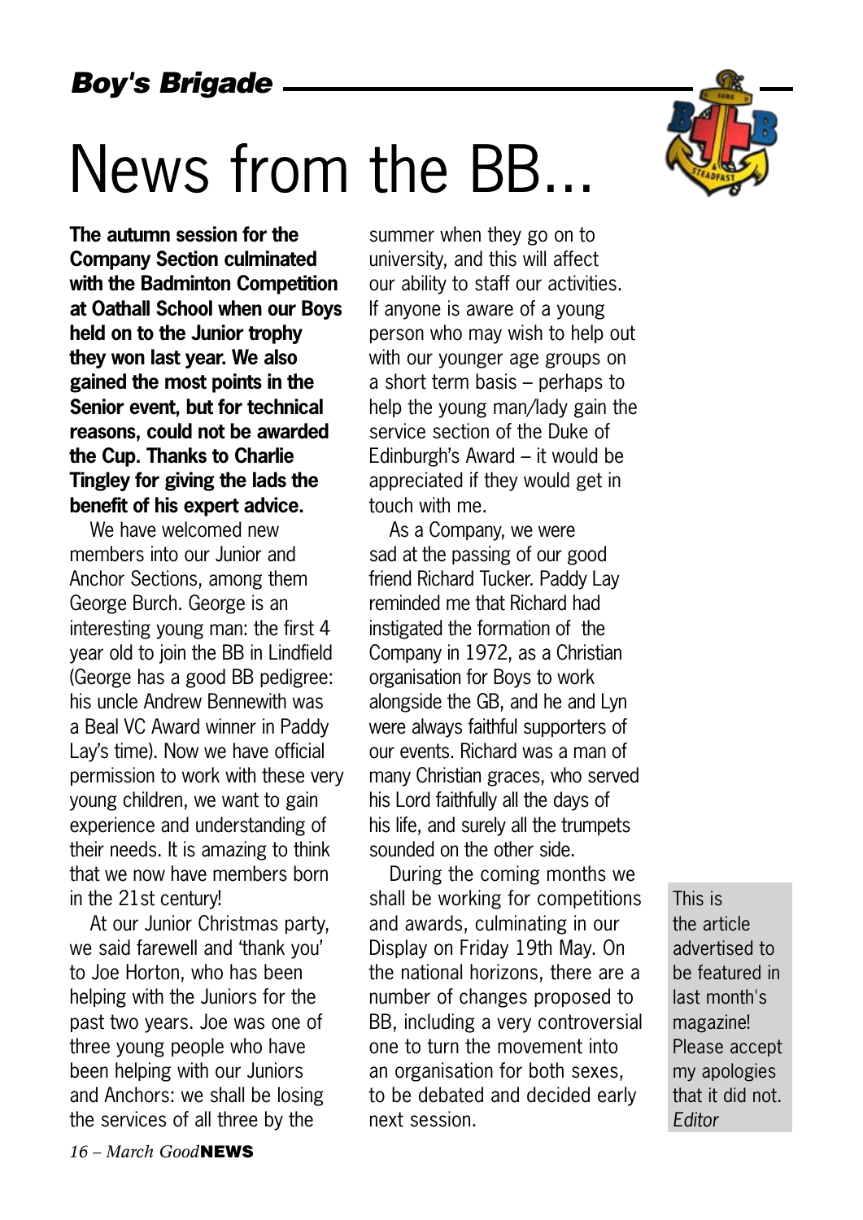*Boy's Brigade*

# News from the BB...

**The autumn session for the Company Section culminated with the Badminton Competition at Oathall School when our Boys held on to the Junior trophy they won last year. We also gained the most points in the Senior event, but for technical reasons, could not be awarded the Cup. Thanks to Charlie Tingley for giving the lads the benefit of his expert advice.**

We have welcomed new members into our Junior and Anchor Sections, among them George Burch. George is an interesting young man: the first 4 year old to join the BB in Lindfield (George has a good BB pedigree: his uncle Andrew Bennewith was a Beal VC Award winner in Paddy Lay's time). Now we have official permission to work with these very young children, we want to gain experience and understanding of their needs. It is amazing to think that we now have members born in the 21st century!

At our Junior Christmas party, we said farewell and 'thank you' to Joe Horton, who has been helping with the Juniors for the past two years. Joe was one of three young people who have been helping with our Juniors and Anchors: we shall be losing the services of all three by the summer when they go on to university, and this will affect our ability to staff our activities. If anyone is aware of a young person who may wish to help out with our younger age groups on a short term basis – perhaps to help the young man/lady gain the service section of the Duke of Edinburgh's Award – it would be appreciated if they would get in touch with me.

As a Company, we were sad at the passing of our good friend Richard Tucker. Paddy Lay reminded me that Richard had instigated the formation of the Company in 1972, as a Christian organisation for Boys to work alongside the GB, and he and Lyn were always faithful supporters of our events. Richard was a man of many Christian graces, who served his Lord faithfully all the days of his life, and surely all the trumpets sounded on the other side.

During the coming months we shall be working for competitions and awards, culminating in our Display on Friday 19th May. On the national horizons, there are a number of changes proposed to BB, including a very controversial one to turn the movement into an organisation for both sexes, to be debated and decided early next session.

This is the article advertised to be featured in last month's magazine! Please accept my apologies that it did not. *Editor*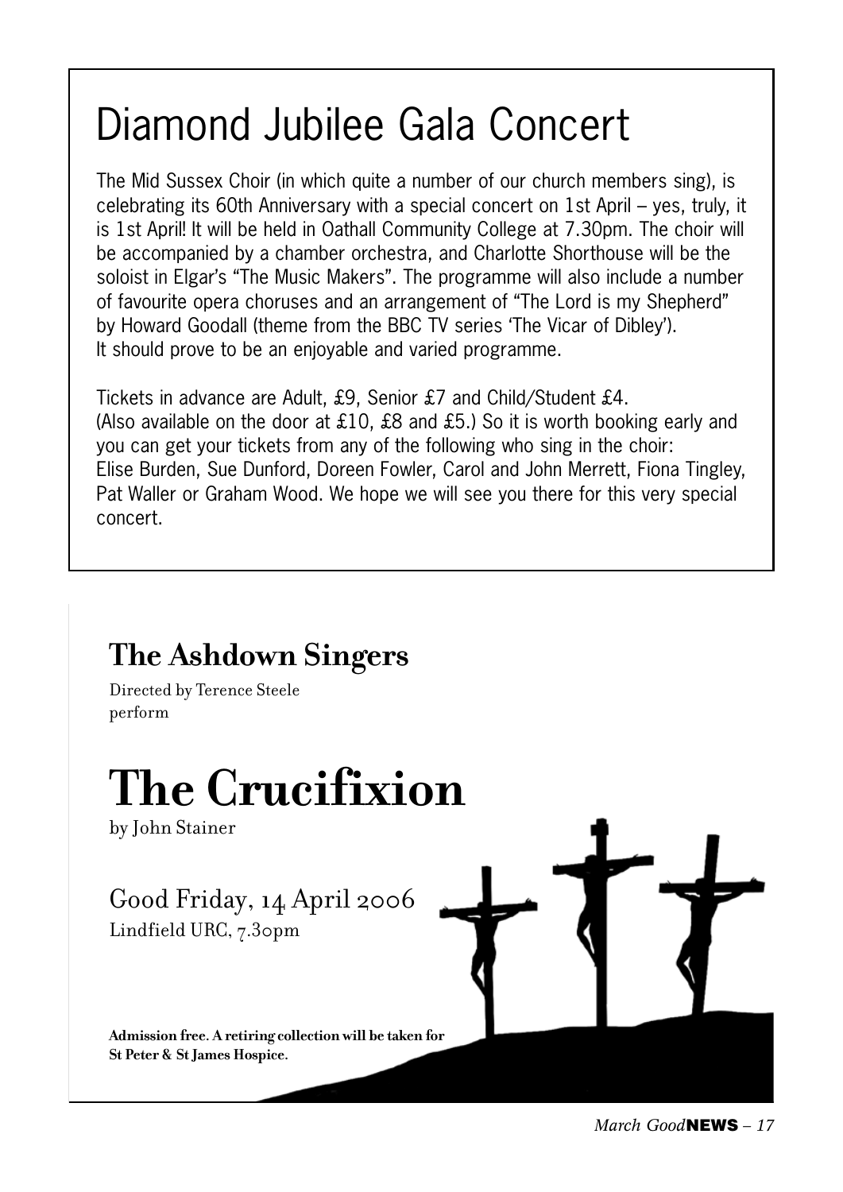# Diamond Jubilee Gala Concert

The Mid Sussex Choir (in which quite a number of our church members sing), is celebrating its 60th Anniversary with a special concert on 1st April – yes, truly, it is 1st April! It will be held in Oathall Community College at 7.30pm. The choir will be accompanied by a chamber orchestra, and Charlotte Shorthouse will be the soloist in Elgar's "The Music Makers". The programme will also include a number of favourite opera choruses and an arrangement of "The Lord is my Shepherd" by Howard Goodall (theme from the BBC TV series 'The Vicar of Dibley'). It should prove to be an enjoyable and varied programme.

Tickets in advance are Adult, £9, Senior £7 and Child/Student £4. (Also available on the door at £10, £8 and £5.) So it is worth booking early and you can get your tickets from any of the following who sing in the choir: Elise Burden, Sue Dunford, Doreen Fowler, Carol and John Merrett, Fiona Tingley, Pat Waller or Graham Wood. We hope we will see you there for this very special concert.

## The Ashdown Singers

Directed by Terence Steele perform

# The Crucifixion

by John Stainer

Good Friday, 14 April 2006

Lindfield URC, 7.30pm

**Admission free. A retiring collection will be taken for St Peter & St James Hospice.**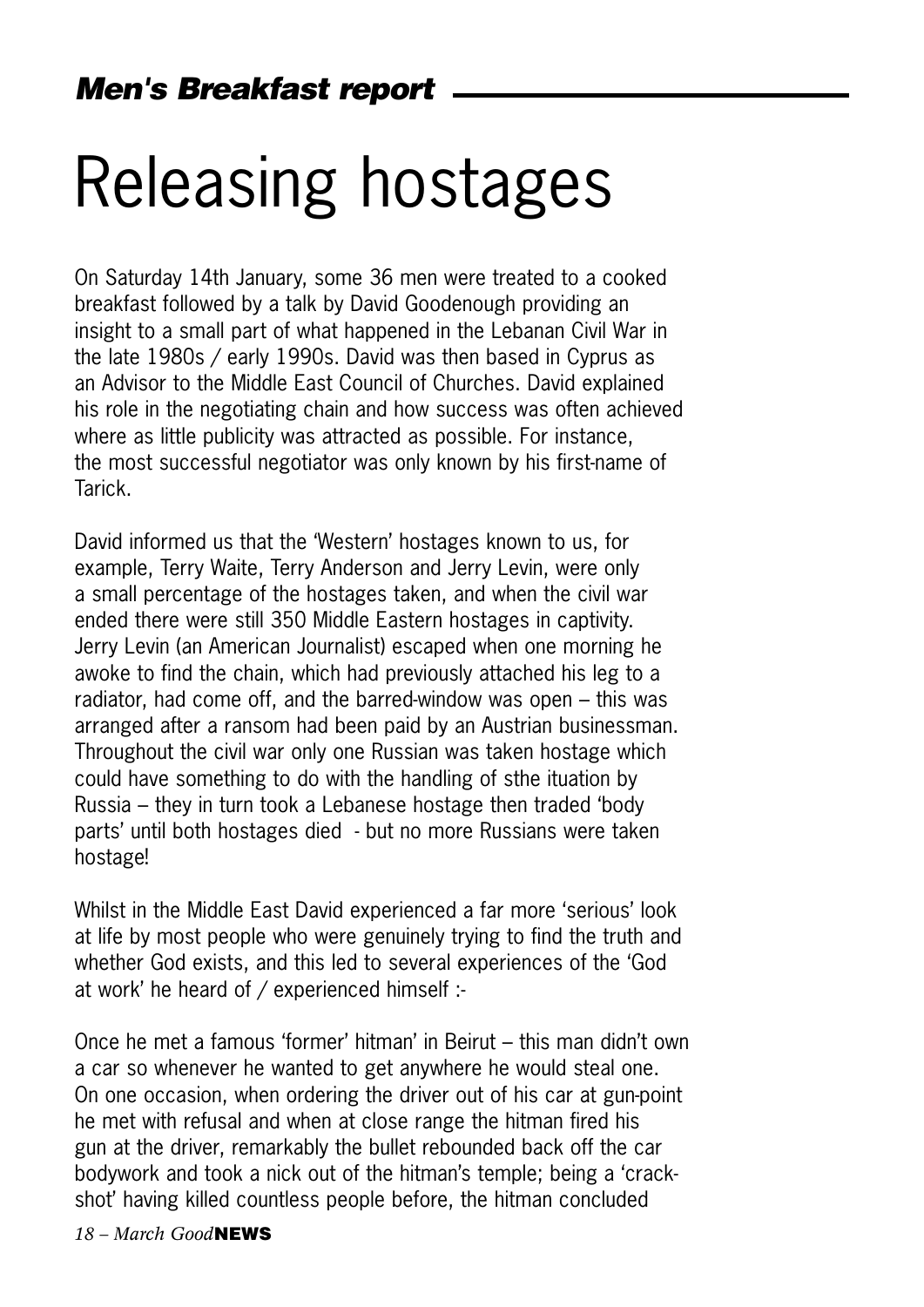## *Men's Breakfast report*

# Releasing hostages

On Saturday 14th January, some 36 men were treated to a cooked breakfast followed by a talk by David Goodenough providing an insight to a small part of what happened in the Lebanan Civil War in the late 1980s / early 1990s. David was then based in Cyprus as an Advisor to the Middle East Council of Churches. David explained his role in the negotiating chain and how success was often achieved where as little publicity was attracted as possible. For instance, the most successful negotiator was only known by his first-name of Tarick.

David informed us that the 'Western' hostages known to us, for example, Terry Waite, Terry Anderson and Jerry Levin, were only a small percentage of the hostages taken, and when the civil war ended there were still 350 Middle Eastern hostages in captivity. Jerry Levin (an American Journalist) escaped when one morning he awoke to find the chain, which had previously attached his leg to a radiator, had come off, and the barred-window was open – this was arranged after a ransom had been paid by an Austrian businessman. Throughout the civil war only one Russian was taken hostage which could have something to do with the handling of sthe ituation by Russia – they in turn took a Lebanese hostage then traded 'body parts' until both hostages died - but no more Russians were taken hostage!

Whilst in the Middle East David experienced a far more 'serious' look at life by most people who were genuinely trying to find the truth and whether God exists, and this led to several experiences of the 'God at work' he heard of / experienced himself :-

Once he met a famous 'former' hitman' in Beirut – this man didn't own a car so whenever he wanted to get anywhere he would steal one. On one occasion, when ordering the driver out of his car at gun-point he met with refusal and when at close range the hitman fired his gun at the driver, remarkably the bullet rebounded back off the car bodywork and took a nick out of the hitman's temple; being a 'crack-shot' having killed countless people before, the hitman concluded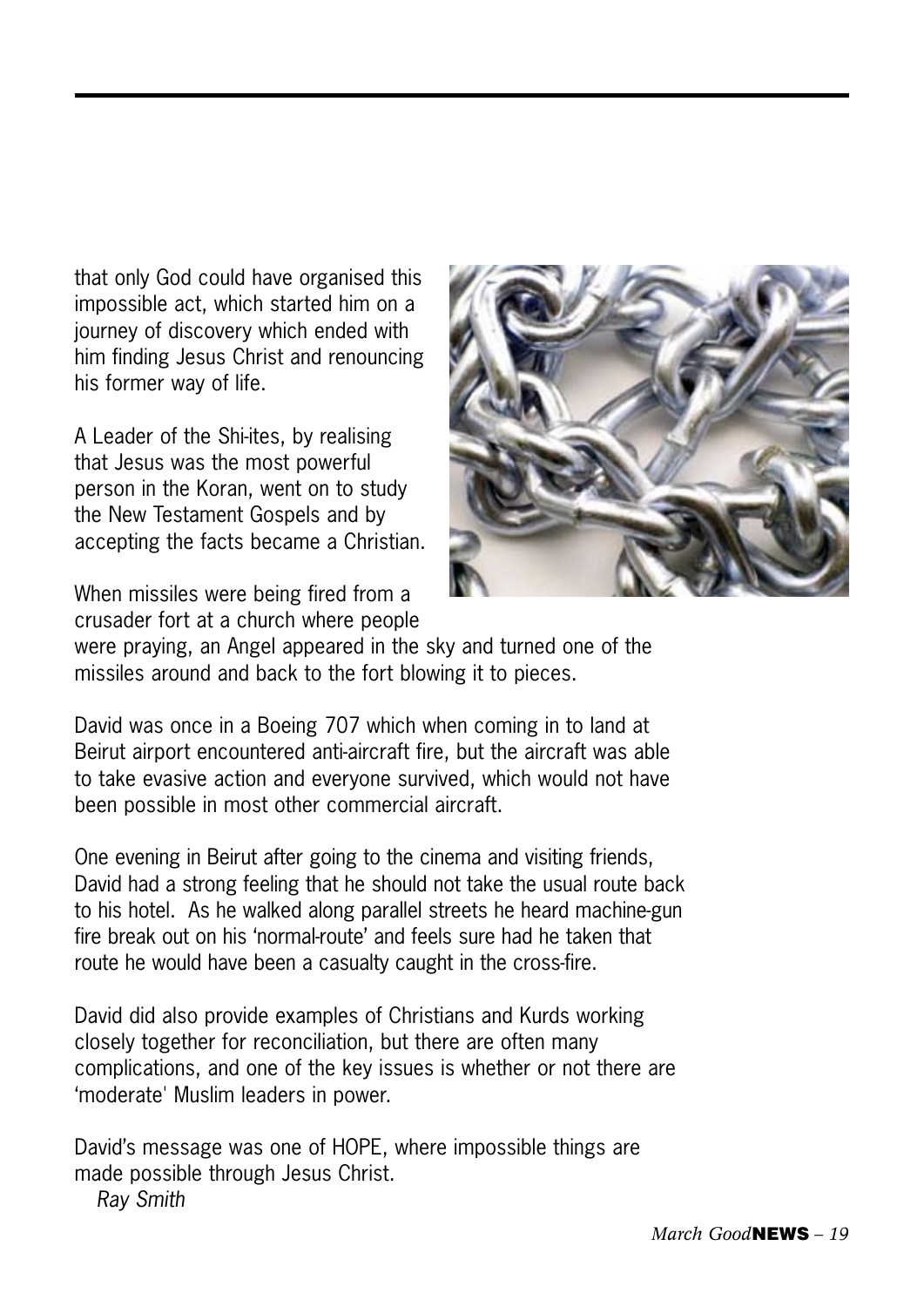that only God could have organised this impossible act, which started him on a journey of discovery which ended with him finding Jesus Christ and renouncing his former way of life.

A Leader of the Shi-ites, by realising that Jesus was the most powerful person in the Koran, went on to study the New Testament Gospels and by accepting the facts became a Christian.

When missiles were being fired from a crusader fort at a church where people were praying, an Angel appeared in the sky and turned one of the missiles around and back to the fort blowing it to pieces.

David was once in a Boeing 707 which when coming in to land at Beirut airport encountered anti-aircraft fire, but the aircraft was able to take evasive action and everyone survived, which would not have been possible in most other commercial aircraft.

One evening in Beirut after going to the cinema and visiting friends, David had a strong feeling that he should not take the usual route back to his hotel. As he walked along parallel streets he heard machine-gun fire break out on his 'normal-route' and feels sure had he taken that route he would have been a casualty caught in the cross-fire.

David did also provide examples of Christians and Kurds working closely together for reconciliation, but there are often many complications, and one of the key issues is whether or not there are 'moderate' Muslim leaders in power.

David's message was one of HOPE, where impossible things are made possible through Jesus Christ.

*Ray Smith*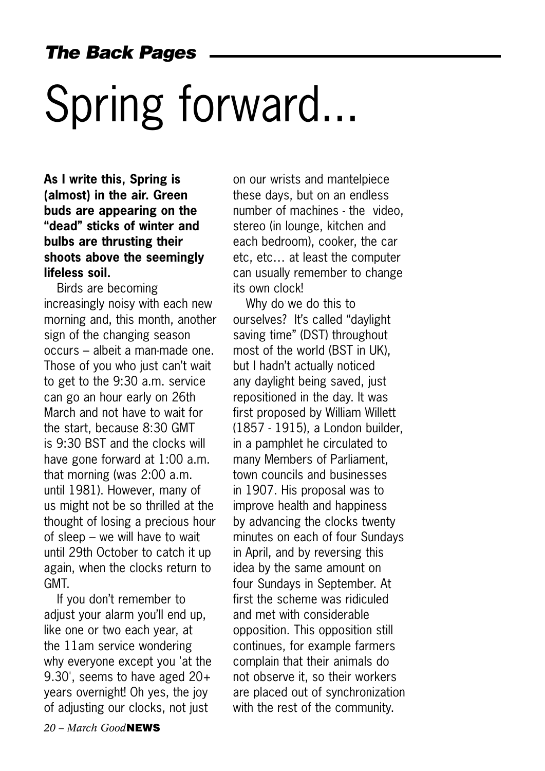# Spring forward...

**As I write this, Spring is (almost) in the air. Green buds are appearing on the "dead" sticks of winter and bulbs are thrusting their shoots above the seemingly lifeless soil.**

Birds are becoming increasingly noisy with each new morning and, this month, another sign of the changing season occurs – albeit a man-made one. Those of you who just can't wait to get to the 9:30 a.m. service can go an hour early on 26th March and not have to wait for the start, because 8:30 GMT is 9:30 BST and the clocks will have gone forward at 1:00 a.m. that morning (was 2:00 a.m. until 1981). However, many of us might not be so thrilled at the thought of losing a precious hour of sleep – we will have to wait until 29th October to catch it up again, when the clocks return to GMT.

If you don't remember to adjust your alarm you'll end up, like one or two each year, at the 11am service wondering why everyone except you 'at the 9.30', seems to have aged 20+ years overnight! Oh yes, the joy of adjusting our clocks, not just on our wrists and mantelpiece these days, but on an endless number of machines - the video, stereo (in lounge, kitchen and each bedroom), cooker, the car etc, etc… at least the computer can usually remember to change its own clock!

Why do we do this to ourselves? It's called "daylight saving time" (DST) throughout most of the world (BST in UK), but I hadn't actually noticed any daylight being saved, just repositioned in the day. It was first proposed by William Willett (1857 - 1915), a London builder, in a pamphlet he circulated to many Members of Parliament, town councils and businesses in 1907. His proposal was to improve health and happiness by advancing the clocks twenty minutes on each of four Sundays in April, and by reversing this idea by the same amount on four Sundays in September. At first the scheme was ridiculed and met with considerable opposition. This opposition still continues, for example farmers complain that their animals do not observe it, so their workers are placed out of synchronization with the rest of the community.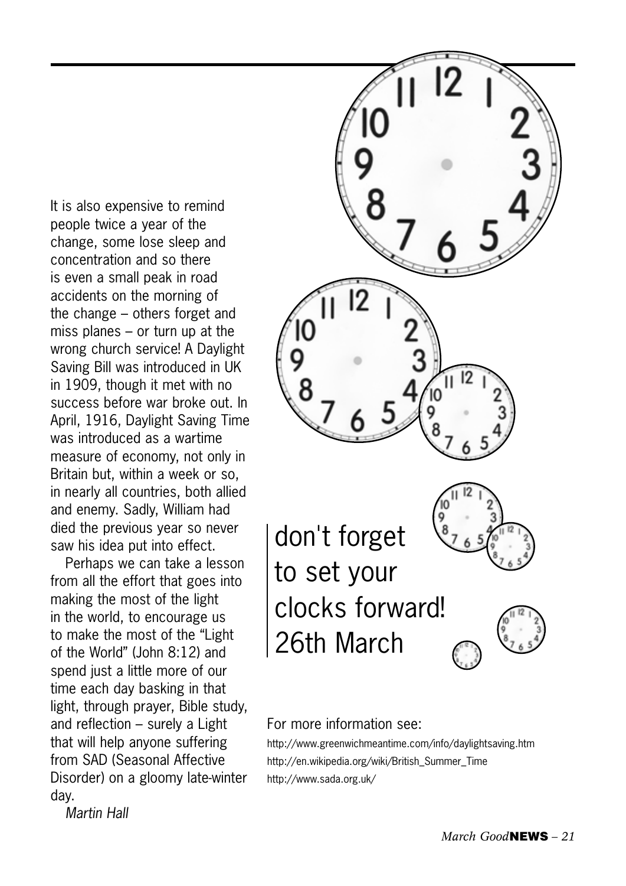It is also expensive to remind people twice a year of the change, some lose sleep and concentration and so there is even a small peak in road accidents on the morning of the change – others forget and miss planes – or turn up at the wrong church service! A Daylight Saving Bill was introduced in UK in 1909, though it met with no success before war broke out. In April, 1916, Daylight Saving Time was introduced as a wartime measure of economy, not only in Britain but, within a week or so, in nearly all countries, both allied and enemy. Sadly, William had died the previous year so never saw his idea put into effect.

Perhaps we can take a lesson from all the effort that goes into making the most of the light in the world, to encourage us to make the most of the "Light of the World" (John 8:12) and spend just a little more of our time each day basking in that light, through prayer, Bible study, and reflection – surely a Light that will help anyone suffering from SAD (Seasonal Affective Disorder) on a gloomy late-winter day.

*Martin Hall*

## don't forget to set your clocks forward! 26th March

For more information see:

http://www.greenwichmeantime.com/info/daylightsaving.htm
http://en.wikipedia.org/wiki/British_Summer_Time
http://www.sada.org.uk/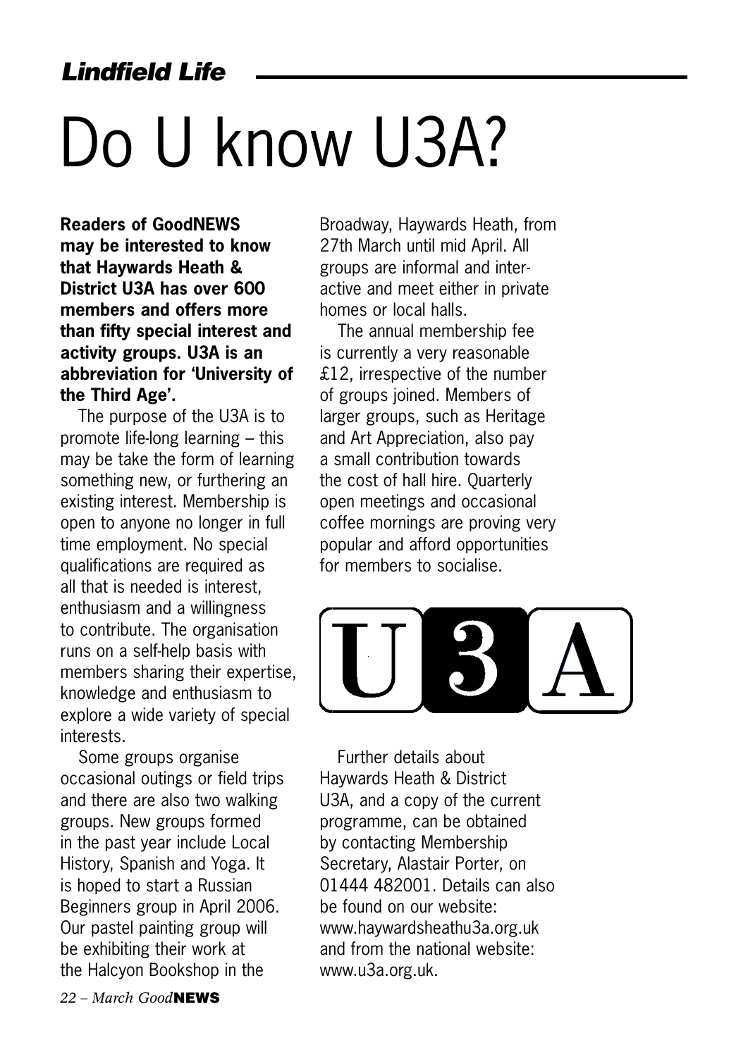# Do U know U3A?

**Readers of GoodNEWS may be interested to know that Haywards Heath & District U3A has over 600 members and offers more than fifty special interest and activity groups. U3A is an abbreviation for 'University of the Third Age'.**

The purpose of the U3A is to promote life-long learning – this may be take the form of learning something new, or furthering an existing interest. Membership is open to anyone no longer in full time employment. No special qualifications are required as all that is needed is interest, enthusiasm and a willingness to contribute. The organisation runs on a self-help basis with members sharing their expertise, knowledge and enthusiasm to explore a wide variety of special interests.

Some groups organise occasional outings or field trips and there are also two walking groups. New groups formed in the past year include Local History, Spanish and Yoga. It is hoped to start a Russian Beginners group in April 2006. Our pastel painting group will be exhibiting their work at the Halcyon Bookshop in the Broadway, Haywards Heath, from 27th March until mid April. All groups are informal and interactive and meet either in private homes or local halls.

The annual membership fee is currently a very reasonable £12, irrespective of the number of groups joined. Members of larger groups, such as Heritage and Art Appreciation, also pay a small contribution towards the cost of hall hire. Quarterly open meetings and occasional coffee mornings are proving very popular and afford opportunities for members to socialise.

U3A

Further details about Haywards Heath & District U3A, and a copy of the current programme, can be obtained by contacting Membership Secretary, Alastair Porter, on 01444 482001. Details can also be found on our website: www.haywardsheathu3a.org.uk and from the national website: www.u3a.org.uk.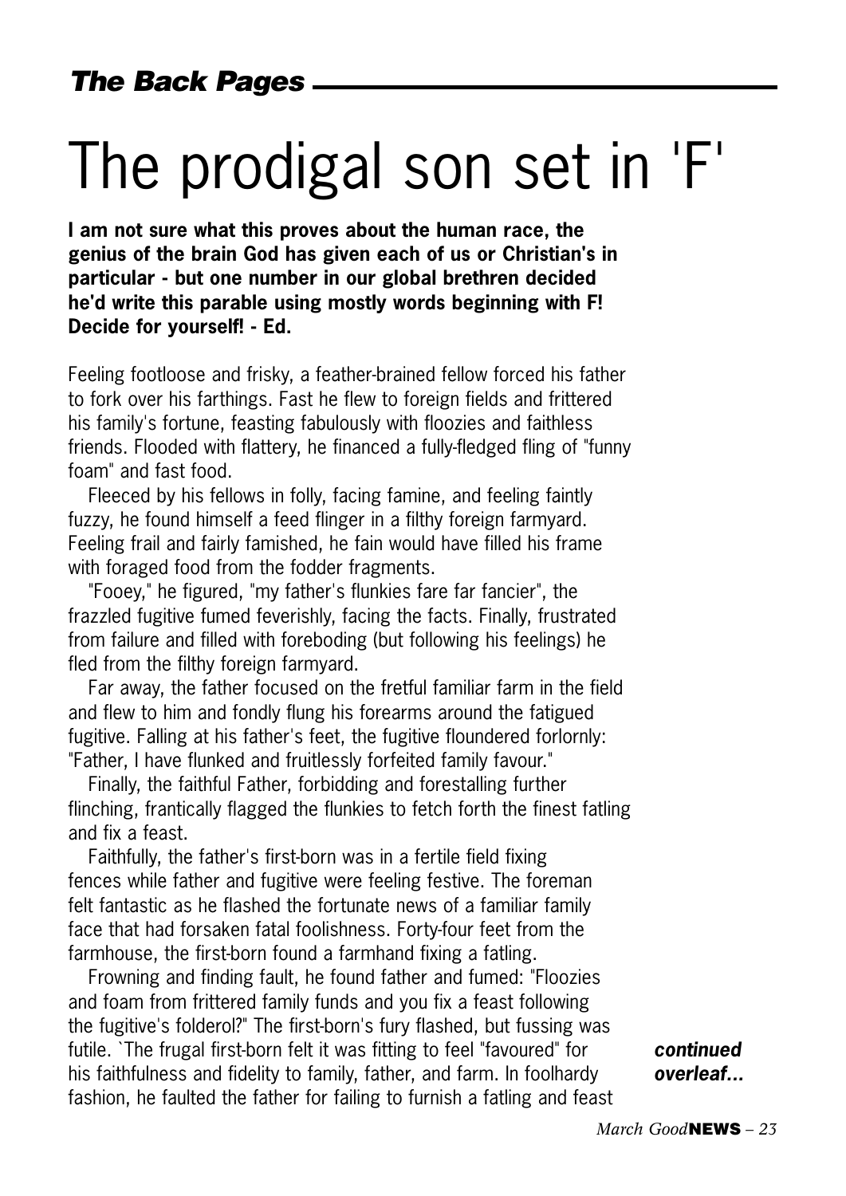## *The Back Pages*

# The prodigal son set in 'F'

**I am not sure what this proves about the human race, the genius of the brain God has given each of us or Christian's in particular - but one number in our global brethren decided he'd write this parable using mostly words beginning with F! Decide for yourself! - Ed.**

Feeling footloose and frisky, a feather-brained fellow forced his father to fork over his farthings. Fast he flew to foreign fields and frittered his family's fortune, feasting fabulously with floozies and faithless friends. Flooded with flattery, he financed a fully-fledged fling of "funny foam" and fast food.

Fleeced by his fellows in folly, facing famine, and feeling faintly fuzzy, he found himself a feed flinger in a filthy foreign farmyard. Feeling frail and fairly famished, he fain would have filled his frame with foraged food from the fodder fragments.

"Fooey," he figured, "my father's flunkies fare far fancier", the frazzled fugitive fumed feverishly, facing the facts. Finally, frustrated from failure and filled with foreboding (but following his feelings) he fled from the filthy foreign farmyard.

Far away, the father focused on the fretful familiar farm in the field and flew to him and fondly flung his forearms around the fatigued fugitive. Falling at his father's feet, the fugitive floundered forlornly: "Father, I have flunked and fruitlessly forfeited family favour."

Finally, the faithful Father, forbidding and forestalling further flinching, frantically flagged the flunkies to fetch forth the finest fatling and fix a feast.

Faithfully, the father's first-born was in a fertile field fixing fences while father and fugitive were feeling festive. The foreman felt fantastic as he flashed the fortunate news of a familiar family face that had forsaken fatal foolishness. Forty-four feet from the farmhouse, the first-born found a farmhand fixing a fatling.

Frowning and finding fault, he found father and fumed: "Floozies and foam from frittered family funds and you fix a feast following the fugitive's folderol?" The first-born's fury flashed, but fussing was futile. `The frugal first-born felt it was fitting to feel "favoured" for his faithfulness and fidelity to family, father, and farm. In foolhardy fashion, he faulted the father for failing to furnish a fatling and feast

***continued overleaf...***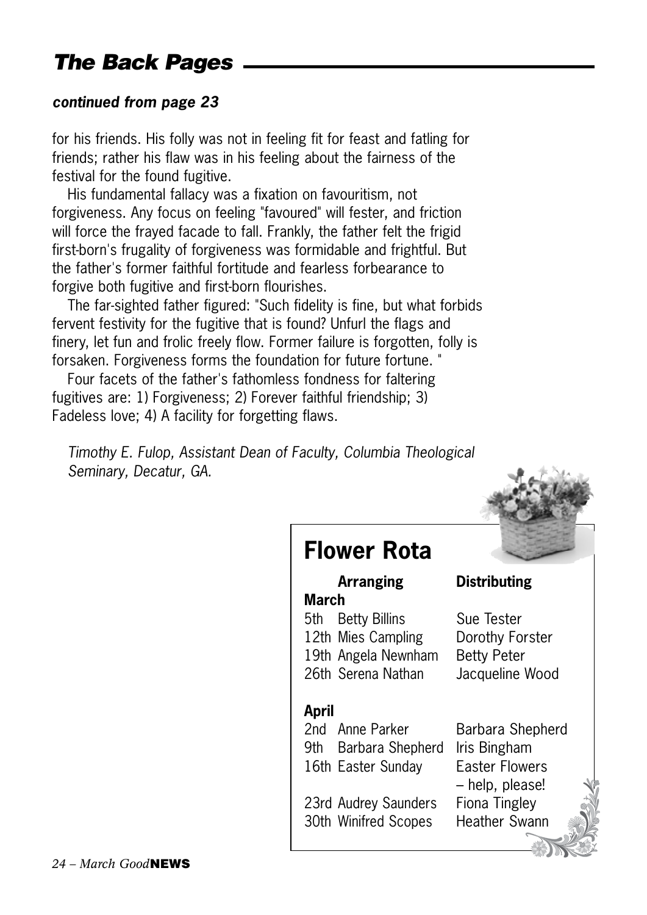## The Back Pages

***continued from page 23***

for his friends. His folly was not in feeling fit for feast and fatling for friends; rather his flaw was in his feeling about the fairness of the festival for the found fugitive.

His fundamental fallacy was a fixation on favouritism, not forgiveness. Any focus on feeling "favoured" will fester, and friction will force the frayed facade to fall. Frankly, the father felt the frigid first-born's frugality of forgiveness was formidable and frightful. But the father's former faithful fortitude and fearless forbearance to forgive both fugitive and first-born flourishes.

The far-sighted father figured: "Such fidelity is fine, but what forbids fervent festivity for the fugitive that is found? Unfurl the flags and finery, let fun and frolic freely flow. Former failure is forgotten, folly is forsaken. Forgiveness forms the foundation for future fortune. "

Four facets of the father's fathomless fondness for faltering fugitives are: 1) Forgiveness; 2) Forever faithful friendship; 3) Fadeless love; 4) A facility for forgetting flaws.

*Timothy E. Fulop, Assistant Dean of Faculty, Columbia Theological Seminary, Decatur, GA.*

## Flower Rota

| | Arranging | Distributing |
|---|---|---|
| **March** | | |
| 5th | Betty Billins | Sue Tester |
| 12th | Mies Campling | Dorothy Forster |
| 19th | Angela Newnham | Betty Peter |
| 26th | Serena Nathan | Jacqueline Wood |
| **April** | | |
| 2nd | Anne Parker | Barbara Shepherd |
| 9th | Barbara Shepherd | Iris Bingham |
| 16th | Easter Sunday | Easter Flowers – help, please! |
| 23rd | Audrey Saunders | Fiona Tingley |
| 30th | Winifred Scopes | Heather Swann |